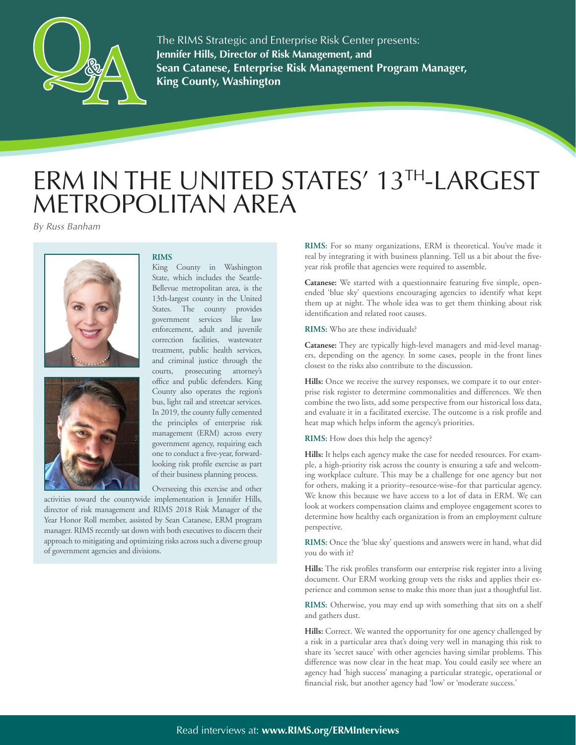The RIMS Strategic and Enterprise Risk Center presents:
**Jennifer Hills, Director of Risk Management, and Sean Catanese, Enterprise Risk Management Program Manager, King County, Washington**

# ERM IN THE UNITED STATES' 13TH-LARGEST METROPOLITAN AREA

*By Russ Banham*

**RIMS**

King County in Washington State, which includes the Seattle-Bellevue metropolitan area, is the 13th-largest county in the United States. The county provides government services like law enforcement, adult and juvenile correction facilities, wastewater treatment, public health services, and criminal justice through the courts, prosecuting attorney's office and public defenders. King County also operates the region's bus, light rail and streetcar services. In 2019, the county fully cemented the principles of enterprise risk management (ERM) across every government agency, requiring each one to conduct a five-year, forward-looking risk profile exercise as part of their business planning process.

Overseeing this exercise and other activities toward the countywide implementation is Jennifer Hills, director of risk management and RIMS 2018 Risk Manager of the Year Honor Roll member, assisted by Sean Catanese, ERM program manager. RIMS recently sat down with both executives to discern their approach to mitigating and optimizing risks across such a diverse group of government agencies and divisions.

**RIMS:** For so many organizations, ERM is theoretical. You've made it real by integrating it with business planning. Tell us a bit about the five-year risk profile that agencies were required to assemble.

**Catanese:** We started with a questionnaire featuring five simple, open-ended 'blue sky' questions encouraging agencies to identify what kept them up at night. The whole idea was to get them thinking about risk identification and related root causes.

**RIMS:** Who are these individuals?

**Catanese:** They are typically high-level managers and mid-level managers, depending on the agency. In some cases, people in the front lines closest to the risks also contribute to the discussion.

**Hills:** Once we receive the survey responses, we compare it to our enterprise risk register to determine commonalities and differences. We then combine the two lists, add some perspective from our historical loss data, and evaluate it in a facilitated exercise. The outcome is a risk profile and heat map which helps inform the agency's priorities.

**RIMS:** How does this help the agency?

**Hills:** It helps each agency make the case for needed resources. For example, a high-priority risk across the county is ensuring a safe and welcoming workplace culture. This may be a challenge for one agency but not for others, making it a priority–resource-wise–for that particular agency. We know this because we have access to a lot of data in ERM. We can look at workers compensation claims and employee engagement scores to determine how healthy each organization is from an employment culture perspective.

**RIMS:** Once the 'blue sky' questions and answers were in hand, what did you do with it?

**Hills:** The risk profiles transform our enterprise risk register into a living document. Our ERM working group vets the risks and applies their experience and common sense to make this more than just a thoughtful list.

**RIMS:** Otherwise, you may end up with something that sits on a shelf and gathers dust.

**Hills:** Correct. We wanted the opportunity for one agency challenged by a risk in a particular area that's doing very well in managing this risk to share its 'secret sauce' with other agencies having similar problems. This difference was now clear in the heat map. You could easily see where an agency had 'high success' managing a particular strategic, operational or financial risk, but another agency had 'low' or 'moderate success.'

Read interviews at: **www.RIMS.org/ERMInterviews**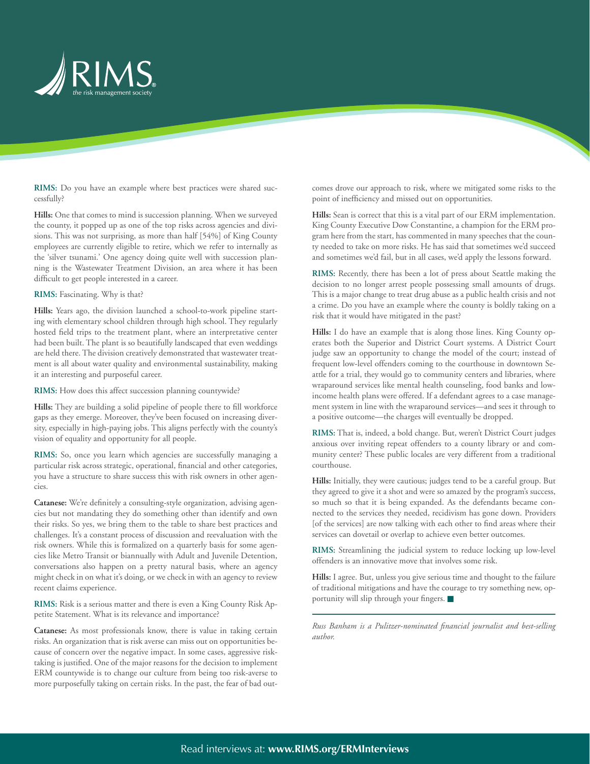**RIMS:** Do you have an example where best practices were shared successfully?

**Hills:** One that comes to mind is succession planning. When we surveyed the county, it popped up as one of the top risks across agencies and divisions. This was not surprising, as more than half [54%] of King County employees are currently eligible to retire, which we refer to internally as the 'silver tsunami.' One agency doing quite well with succession planning is the Wastewater Treatment Division, an area where it has been difficult to get people interested in a career.

**RIMS:** Fascinating. Why is that?

**Hills:** Years ago, the division launched a school-to-work pipeline starting with elementary school children through high school. They regularly hosted field trips to the treatment plant, where an interpretative center had been built. The plant is so beautifully landscaped that even weddings are held there. The division creatively demonstrated that wastewater treatment is all about water quality and environmental sustainability, making it an interesting and purposeful career.

**RIMS:** How does this affect succession planning countywide?

**Hills:** They are building a solid pipeline of people there to fill workforce gaps as they emerge. Moreover, they've been focused on increasing diversity, especially in high-paying jobs. This aligns perfectly with the county's vision of equality and opportunity for all people.

**RIMS:** So, once you learn which agencies are successfully managing a particular risk across strategic, operational, financial and other categories, you have a structure to share success this with risk owners in other agencies.

**Catanese:** We're definitely a consulting-style organization, advising agencies but not mandating they do something other than identify and own their risks. So yes, we bring them to the table to share best practices and challenges. It's a constant process of discussion and reevaluation with the risk owners. While this is formalized on a quarterly basis for some agencies like Metro Transit or biannually with Adult and Juvenile Detention, conversations also happen on a pretty natural basis, where an agency might check in on what it's doing, or we check in with an agency to review recent claims experience.

**RIMS:** Risk is a serious matter and there is even a King County Risk Appetite Statement. What is its relevance and importance?

**Catanese:** As most professionals know, there is value in taking certain risks. An organization that is risk averse can miss out on opportunities because of concern over the negative impact. In some cases, aggressive risk-taking is justified. One of the major reasons for the decision to implement ERM countywide is to change our culture from being too risk-averse to more purposefully taking on certain risks. In the past, the fear of bad outcomes drove our approach to risk, where we mitigated some risks to the point of inefficiency and missed out on opportunities.

**Hills:** Sean is correct that this is a vital part of our ERM implementation. King County Executive Dow Constantine, a champion for the ERM program here from the start, has commented in many speeches that the county needed to take on more risks. He has said that sometimes we'd succeed and sometimes we'd fail, but in all cases, we'd apply the lessons forward.

**RIMS:** Recently, there has been a lot of press about Seattle making the decision to no longer arrest people possessing small amounts of drugs. This is a major change to treat drug abuse as a public health crisis and not a crime. Do you have an example where the county is boldly taking on a risk that it would have mitigated in the past?

**Hills:** I do have an example that is along those lines. King County operates both the Superior and District Court systems. A District Court judge saw an opportunity to change the model of the court; instead of frequent low-level offenders coming to the courthouse in downtown Seattle for a trial, they would go to community centers and libraries, where wraparound services like mental health counseling, food banks and low-income health plans were offered. If a defendant agrees to a case management system in line with the wraparound services—and sees it through to a positive outcome—the charges will eventually be dropped.

**RIMS:** That is, indeed, a bold change. But, weren't District Court judges anxious over inviting repeat offenders to a county library or and community center? These public locales are very different from a traditional courthouse.

**Hills:** Initially, they were cautious; judges tend to be a careful group. But they agreed to give it a shot and were so amazed by the program's success, so much so that it is being expanded. As the defendants became connected to the services they needed, recidivism has gone down. Providers [of the services] are now talking with each other to find areas where their services can dovetail or overlap to achieve even better outcomes.

**RIMS:** Streamlining the judicial system to reduce locking up low-level offenders is an innovative move that involves some risk.

**Hills:** I agree. But, unless you give serious time and thought to the failure of traditional mitigations and have the courage to try something new, opportunity will slip through your fingers. ■

---

*Russ Banham is a Pulitzer-nominated financial journalist and best-selling author.*

Read interviews at: **www.RIMS.org/ERMInterviews**